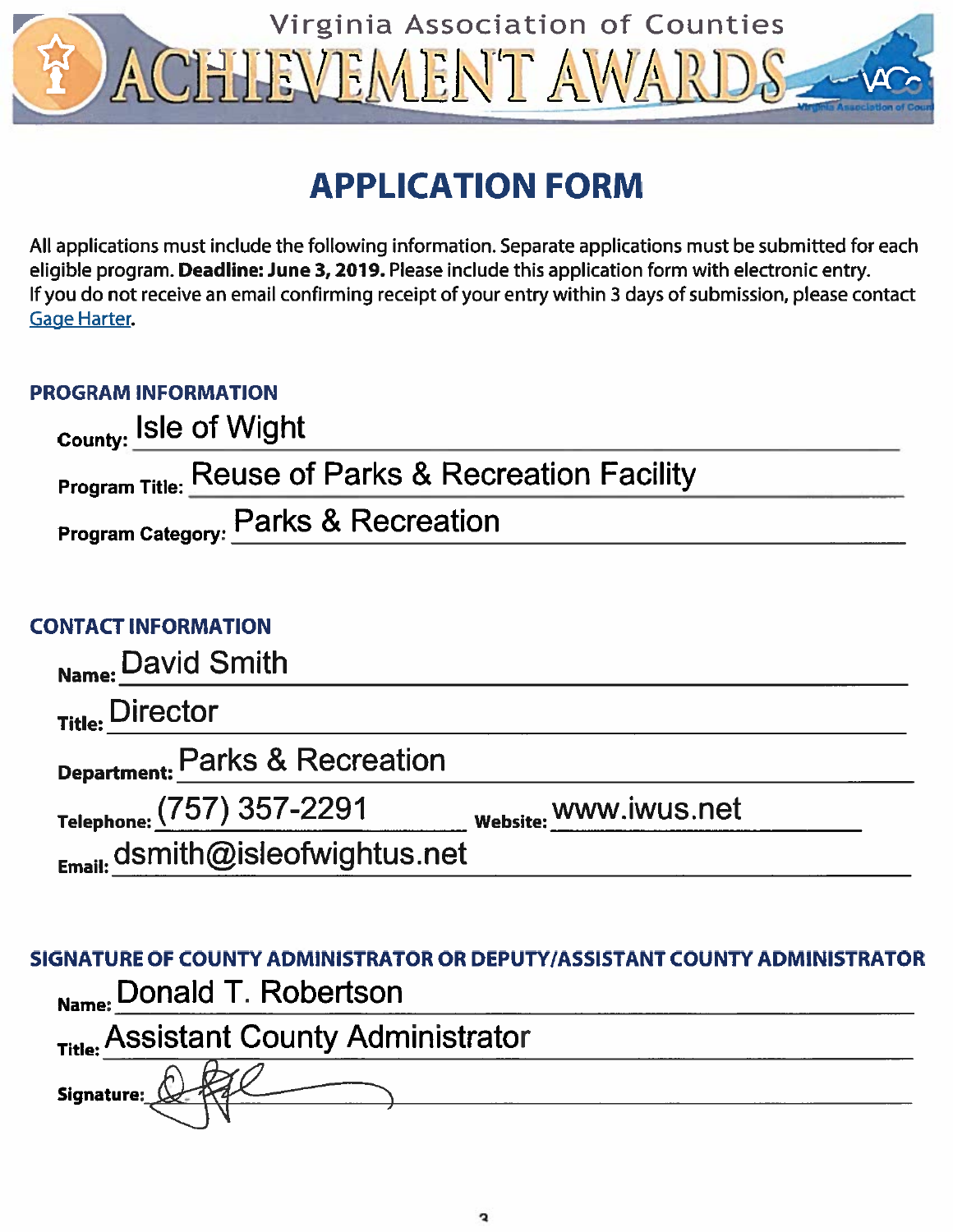# Virginia Association of Counties ACHIEVEMENT AWARDS

## APPLICATION FORM

All applications must include the following information. Separate applications must be submitted for each eligible program. **Deadline: June 3, 2019.** Please include this application form with electronic entry. If you do not receive an email confirming receipt of your entry within 3 days of submission, please contact Gage Harter.

### PROGRAM INFORMATION

**County:** Isle of Wight

**Program Title:** Reuse of Parks & Recreation Facility

**Program Category:** Parks & Recreation

### CONTACT INFORMATION

**Name:** David Smith

**Title:** Director

**Department:** Parks & Recreation

**Telephone:** (757) 357-2291 **Website:** www.iwus.net

**Email:** dsmith@isleofwightus.net

### SIGNATURE OF COUNTY ADMINISTRATOR OR DEPUTY/ASSISTANT COUNTY ADMINISTRATOR

**Name:** Donald T. Robertson

**Title:** Assistant County Administrator

**Signature:**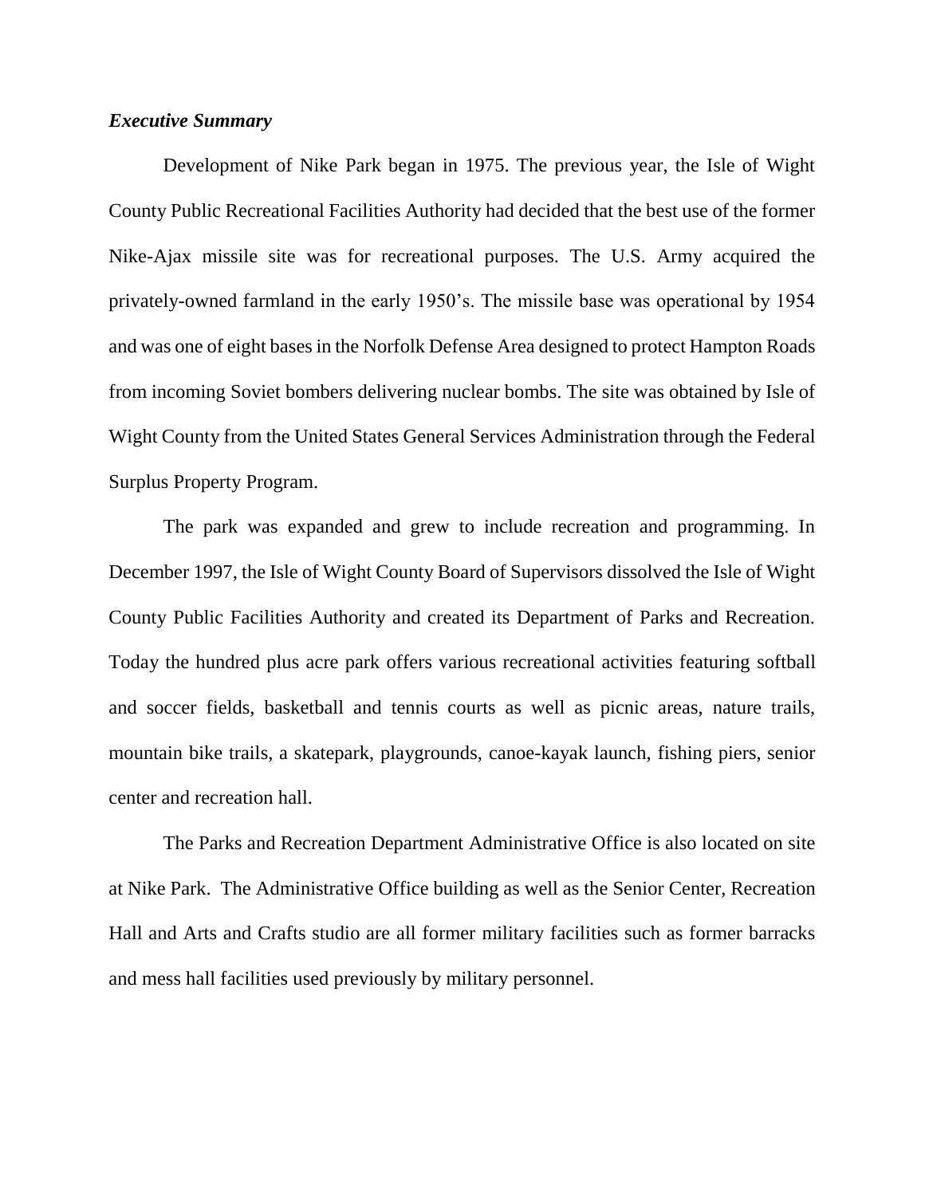## *Executive Summary*

Development of Nike Park began in 1975. The previous year, the Isle of Wight County Public Recreational Facilities Authority had decided that the best use of the former Nike-Ajax missile site was for recreational purposes. The U.S. Army acquired the privately-owned farmland in the early 1950's. The missile base was operational by 1954 and was one of eight bases in the Norfolk Defense Area designed to protect Hampton Roads from incoming Soviet bombers delivering nuclear bombs. The site was obtained by Isle of Wight County from the United States General Services Administration through the Federal Surplus Property Program.

The park was expanded and grew to include recreation and programming. In December 1997, the Isle of Wight County Board of Supervisors dissolved the Isle of Wight County Public Facilities Authority and created its Department of Parks and Recreation. Today the hundred plus acre park offers various recreational activities featuring softball and soccer fields, basketball and tennis courts as well as picnic areas, nature trails, mountain bike trails, a skatepark, playgrounds, canoe-kayak launch, fishing piers, senior center and recreation hall.

The Parks and Recreation Department Administrative Office is also located on site at Nike Park. The Administrative Office building as well as the Senior Center, Recreation Hall and Arts and Crafts studio are all former military facilities such as former barracks and mess hall facilities used previously by military personnel.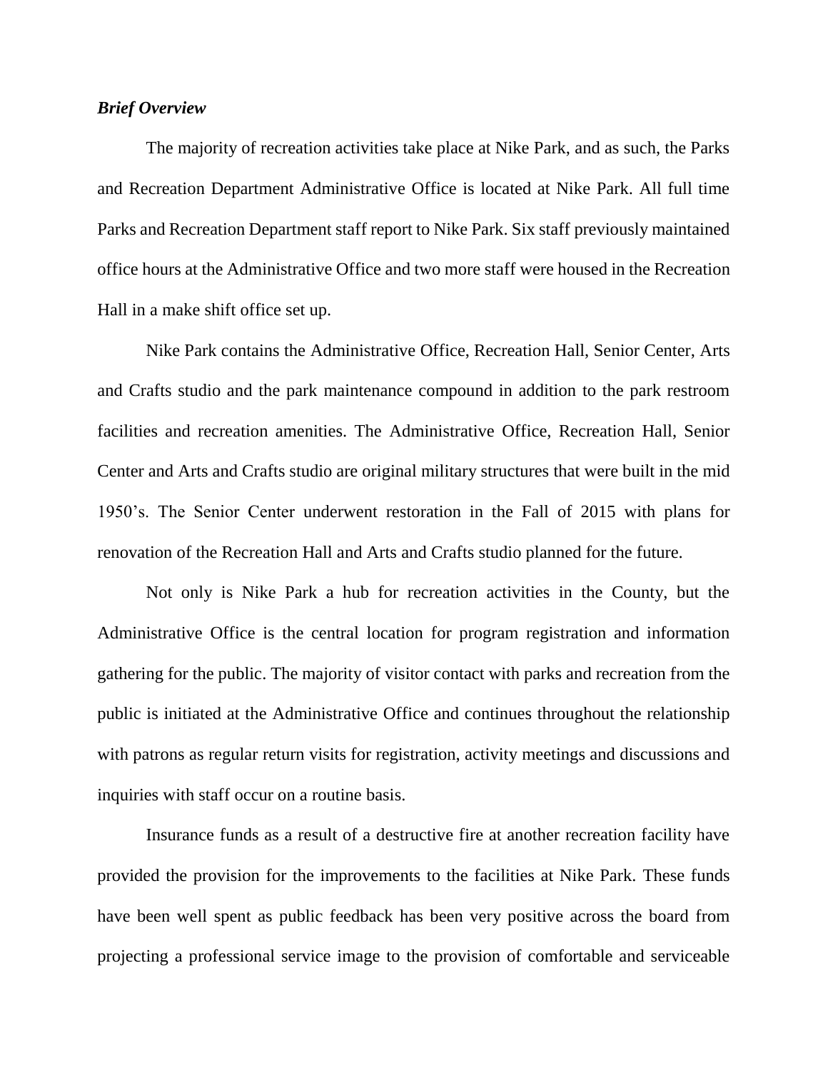***Brief Overview***

The majority of recreation activities take place at Nike Park, and as such, the Parks and Recreation Department Administrative Office is located at Nike Park. All full time Parks and Recreation Department staff report to Nike Park. Six staff previously maintained office hours at the Administrative Office and two more staff were housed in the Recreation Hall in a make shift office set up.

Nike Park contains the Administrative Office, Recreation Hall, Senior Center, Arts and Crafts studio and the park maintenance compound in addition to the park restroom facilities and recreation amenities. The Administrative Office, Recreation Hall, Senior Center and Arts and Crafts studio are original military structures that were built in the mid 1950's. The Senior Center underwent restoration in the Fall of 2015 with plans for renovation of the Recreation Hall and Arts and Crafts studio planned for the future.

Not only is Nike Park a hub for recreation activities in the County, but the Administrative Office is the central location for program registration and information gathering for the public. The majority of visitor contact with parks and recreation from the public is initiated at the Administrative Office and continues throughout the relationship with patrons as regular return visits for registration, activity meetings and discussions and inquiries with staff occur on a routine basis.

Insurance funds as a result of a destructive fire at another recreation facility have provided the provision for the improvements to the facilities at Nike Park. These funds have been well spent as public feedback has been very positive across the board from projecting a professional service image to the provision of comfortable and serviceable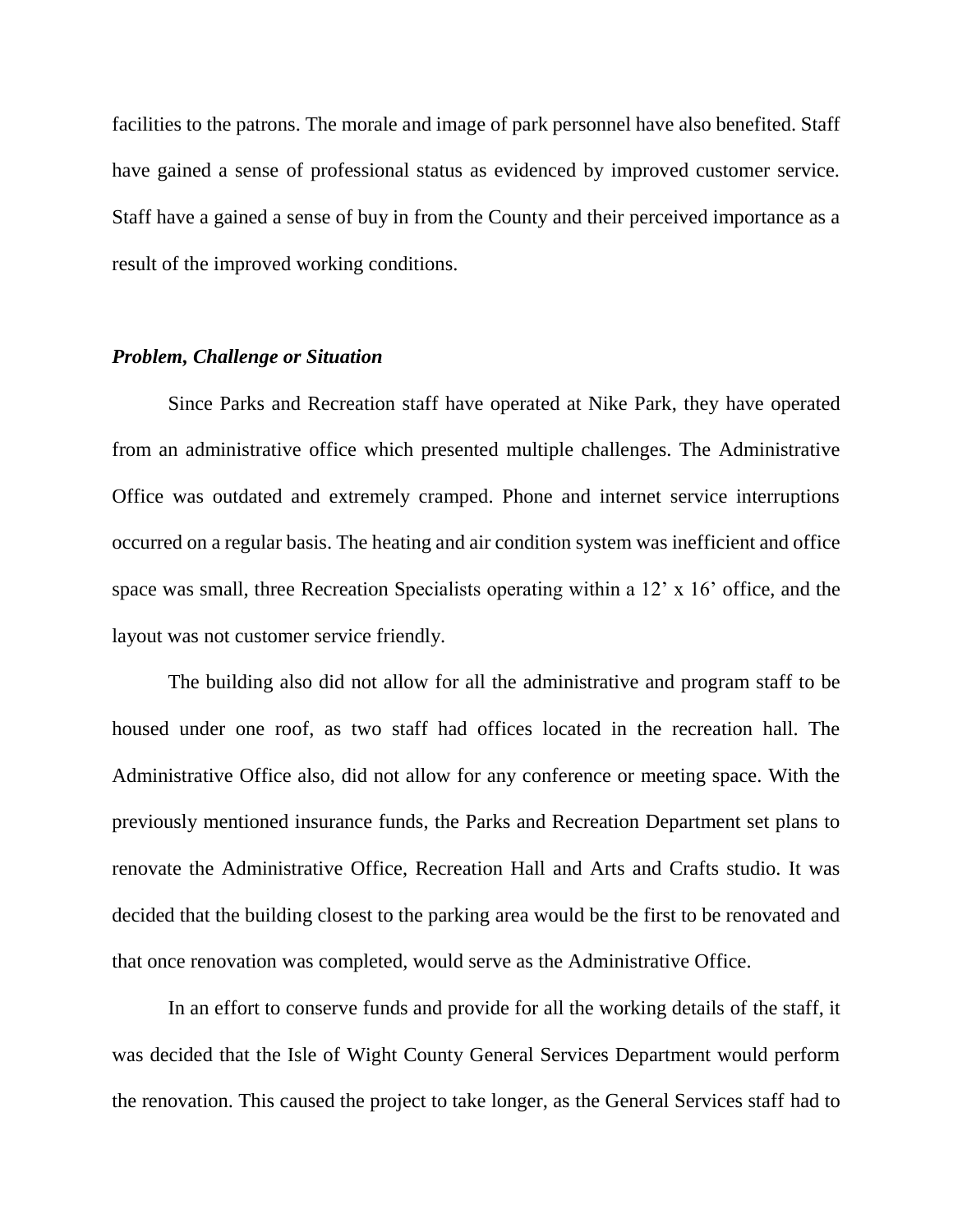facilities to the patrons. The morale and image of park personnel have also benefited. Staff have gained a sense of professional status as evidenced by improved customer service. Staff have a gained a sense of buy in from the County and their perceived importance as a result of the improved working conditions.

### *Problem, Challenge or Situation*

Since Parks and Recreation staff have operated at Nike Park, they have operated from an administrative office which presented multiple challenges. The Administrative Office was outdated and extremely cramped. Phone and internet service interruptions occurred on a regular basis. The heating and air condition system was inefficient and office space was small, three Recreation Specialists operating within a 12' x 16' office, and the layout was not customer service friendly.

The building also did not allow for all the administrative and program staff to be housed under one roof, as two staff had offices located in the recreation hall. The Administrative Office also, did not allow for any conference or meeting space. With the previously mentioned insurance funds, the Parks and Recreation Department set plans to renovate the Administrative Office, Recreation Hall and Arts and Crafts studio. It was decided that the building closest to the parking area would be the first to be renovated and that once renovation was completed, would serve as the Administrative Office.

In an effort to conserve funds and provide for all the working details of the staff, it was decided that the Isle of Wight County General Services Department would perform the renovation. This caused the project to take longer, as the General Services staff had to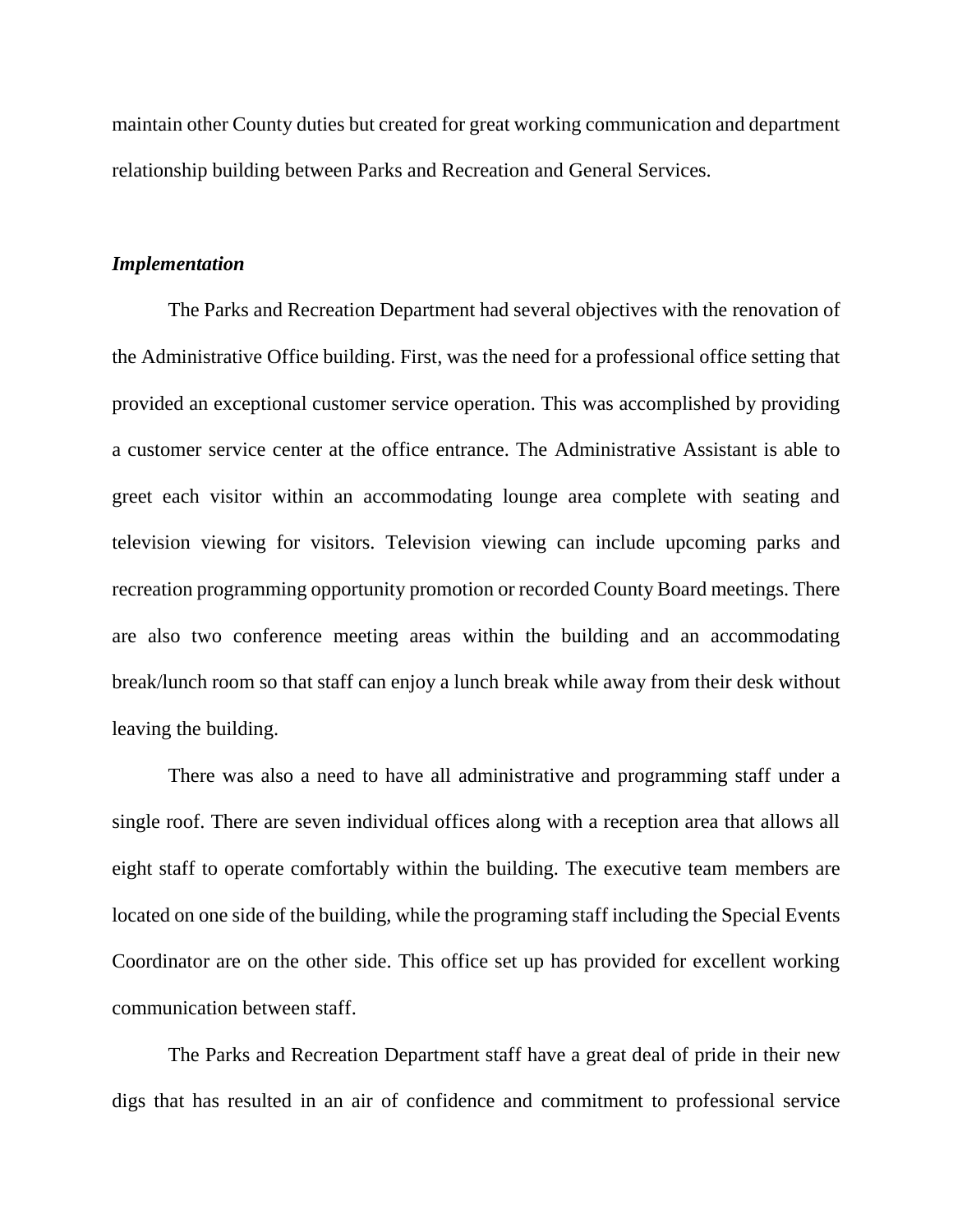maintain other County duties but created for great working communication and department relationship building between Parks and Recreation and General Services.

***Implementation***

The Parks and Recreation Department had several objectives with the renovation of the Administrative Office building. First, was the need for a professional office setting that provided an exceptional customer service operation. This was accomplished by providing a customer service center at the office entrance. The Administrative Assistant is able to greet each visitor within an accommodating lounge area complete with seating and television viewing for visitors. Television viewing can include upcoming parks and recreation programming opportunity promotion or recorded County Board meetings. There are also two conference meeting areas within the building and an accommodating break/lunch room so that staff can enjoy a lunch break while away from their desk without leaving the building.

There was also a need to have all administrative and programming staff under a single roof. There are seven individual offices along with a reception area that allows all eight staff to operate comfortably within the building. The executive team members are located on one side of the building, while the programing staff including the Special Events Coordinator are on the other side. This office set up has provided for excellent working communication between staff.

The Parks and Recreation Department staff have a great deal of pride in their new digs that has resulted in an air of confidence and commitment to professional service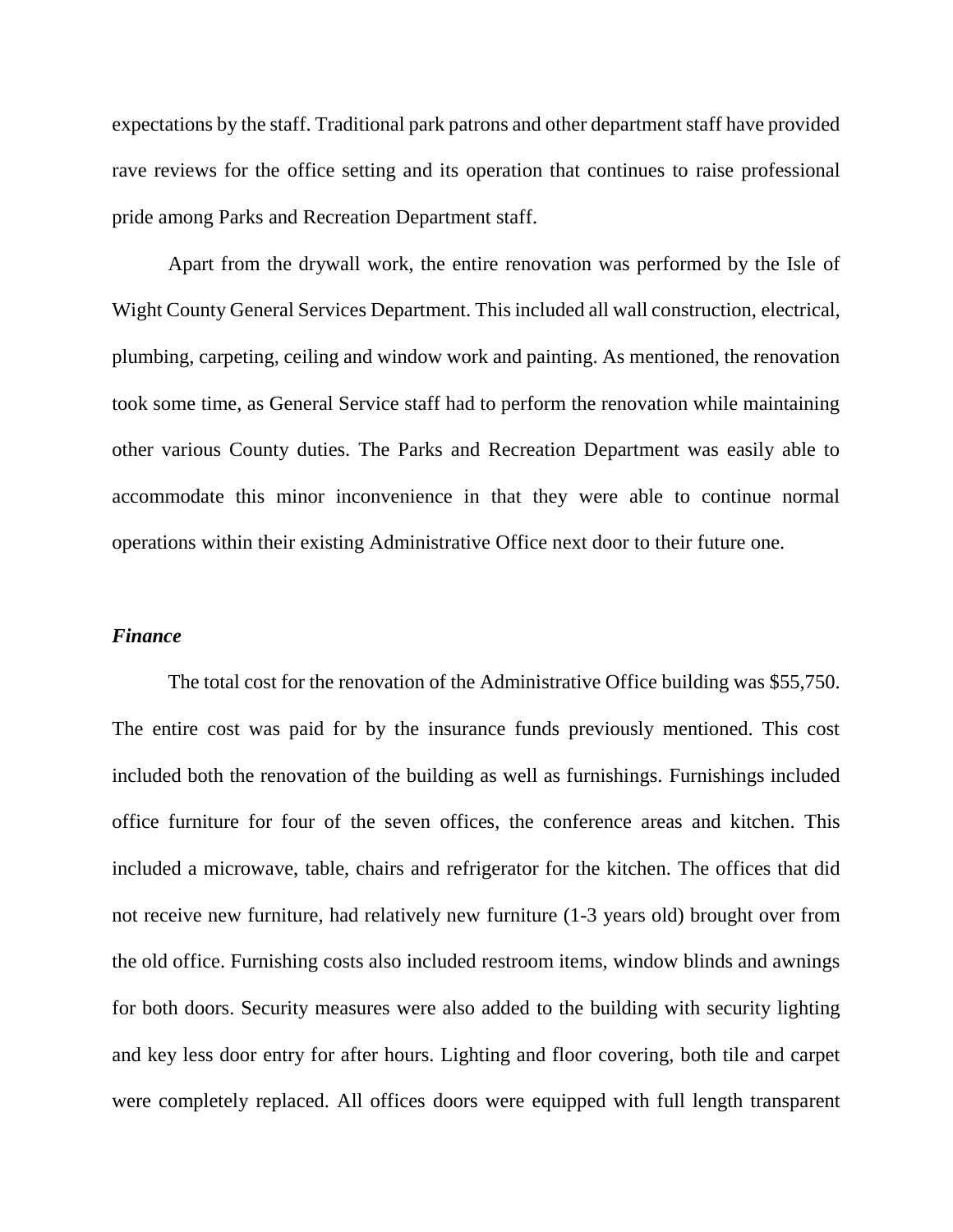expectations by the staff. Traditional park patrons and other department staff have provided rave reviews for the office setting and its operation that continues to raise professional pride among Parks and Recreation Department staff.

Apart from the drywall work, the entire renovation was performed by the Isle of Wight County General Services Department. This included all wall construction, electrical, plumbing, carpeting, ceiling and window work and painting. As mentioned, the renovation took some time, as General Service staff had to perform the renovation while maintaining other various County duties. The Parks and Recreation Department was easily able to accommodate this minor inconvenience in that they were able to continue normal operations within their existing Administrative Office next door to their future one.

***Finance***

The total cost for the renovation of the Administrative Office building was $55,750. The entire cost was paid for by the insurance funds previously mentioned. This cost included both the renovation of the building as well as furnishings. Furnishings included office furniture for four of the seven offices, the conference areas and kitchen. This included a microwave, table, chairs and refrigerator for the kitchen. The offices that did not receive new furniture, had relatively new furniture (1-3 years old) brought over from the old office. Furnishing costs also included restroom items, window blinds and awnings for both doors. Security measures were also added to the building with security lighting and key less door entry for after hours. Lighting and floor covering, both tile and carpet were completely replaced. All offices doors were equipped with full length transparent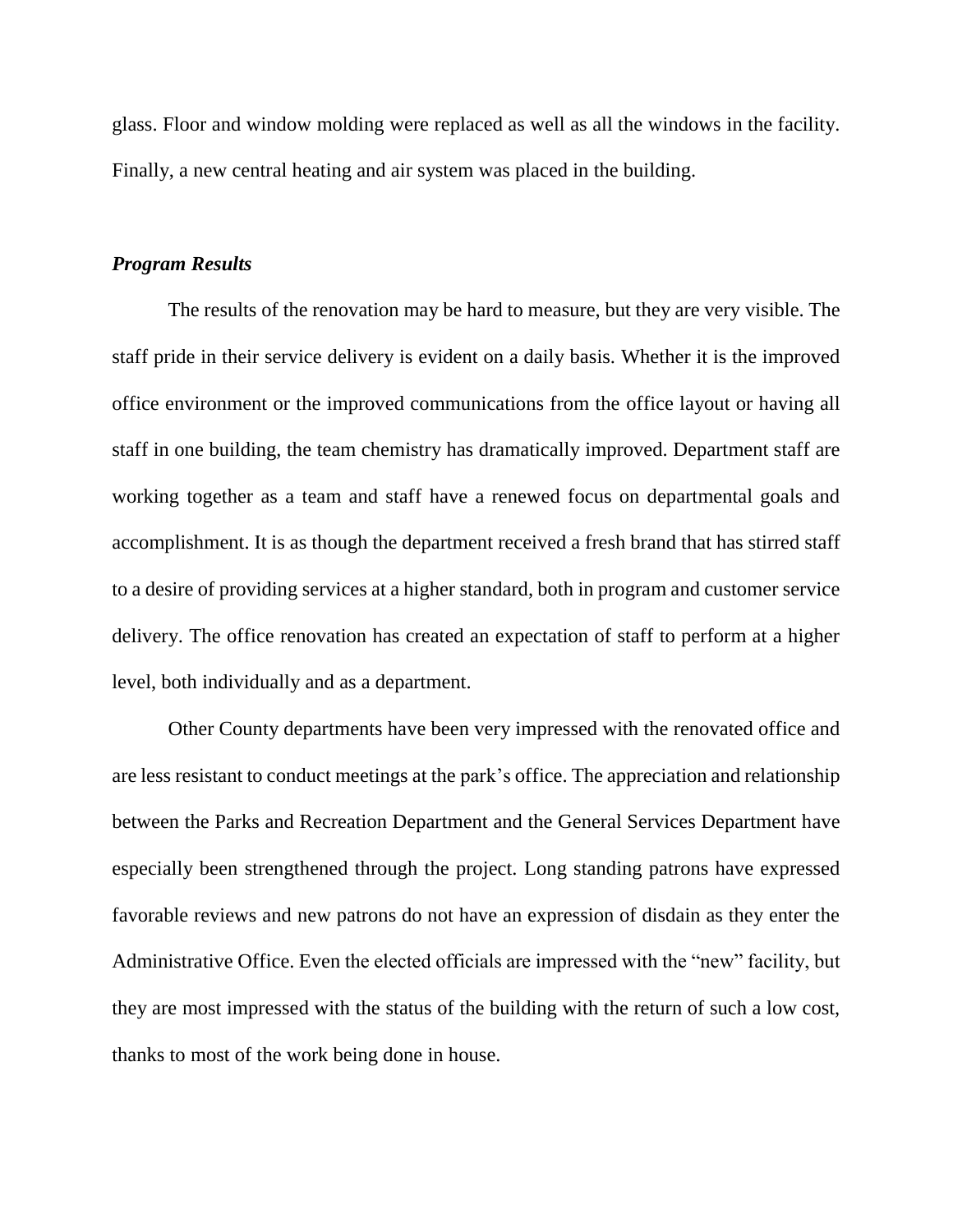glass. Floor and window molding were replaced as well as all the windows in the facility. Finally, a new central heating and air system was placed in the building.

***Program Results***

The results of the renovation may be hard to measure, but they are very visible. The staff pride in their service delivery is evident on a daily basis. Whether it is the improved office environment or the improved communications from the office layout or having all staff in one building, the team chemistry has dramatically improved. Department staff are working together as a team and staff have a renewed focus on departmental goals and accomplishment. It is as though the department received a fresh brand that has stirred staff to a desire of providing services at a higher standard, both in program and customer service delivery. The office renovation has created an expectation of staff to perform at a higher level, both individually and as a department.

Other County departments have been very impressed with the renovated office and are less resistant to conduct meetings at the park's office. The appreciation and relationship between the Parks and Recreation Department and the General Services Department have especially been strengthened through the project. Long standing patrons have expressed favorable reviews and new patrons do not have an expression of disdain as they enter the Administrative Office. Even the elected officials are impressed with the "new" facility, but they are most impressed with the status of the building with the return of such a low cost, thanks to most of the work being done in house.